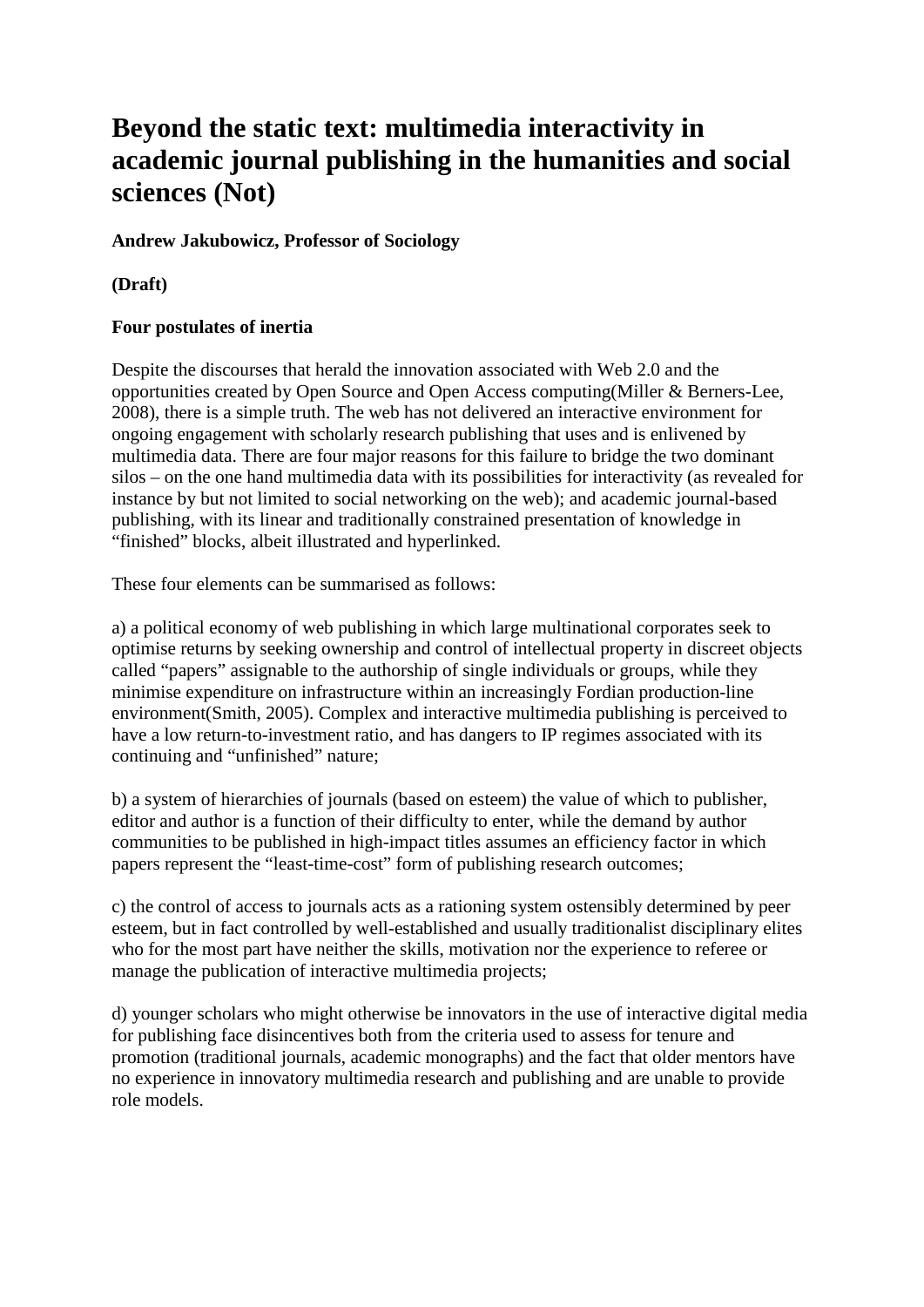# Beyond the static text: multimedia interactivity in academic journal publishing in the humanities and social sciences (Not)

**Andrew Jakubowicz, Professor of Sociology**

**(Draft)**

**Four postulates of inertia**

Despite the discourses that herald the innovation associated with Web 2.0 and the opportunities created by Open Source and Open Access computing(Miller & Berners-Lee, 2008), there is a simple truth. The web has not delivered an interactive environment for ongoing engagement with scholarly research publishing that uses and is enlivened by multimedia data. There are four major reasons for this failure to bridge the two dominant silos – on the one hand multimedia data with its possibilities for interactivity (as revealed for instance by but not limited to social networking on the web); and academic journal-based publishing, with its linear and traditionally constrained presentation of knowledge in "finished" blocks, albeit illustrated and hyperlinked.

These four elements can be summarised as follows:

a) a political economy of web publishing in which large multinational corporates seek to optimise returns by seeking ownership and control of intellectual property in discreet objects called "papers" assignable to the authorship of single individuals or groups, while they minimise expenditure on infrastructure within an increasingly Fordian production-line environment(Smith, 2005). Complex and interactive multimedia publishing is perceived to have a low return-to-investment ratio, and has dangers to IP regimes associated with its continuing and "unfinished" nature;

b) a system of hierarchies of journals (based on esteem) the value of which to publisher, editor and author is a function of their difficulty to enter, while the demand by author communities to be published in high-impact titles assumes an efficiency factor in which papers represent the "least-time-cost" form of publishing research outcomes;

c) the control of access to journals acts as a rationing system ostensibly determined by peer esteem, but in fact controlled by well-established and usually traditionalist disciplinary elites who for the most part have neither the skills, motivation nor the experience to referee or manage the publication of interactive multimedia projects;

d) younger scholars who might otherwise be innovators in the use of interactive digital media for publishing face disincentives both from the criteria used to assess for tenure and promotion (traditional journals, academic monographs) and the fact that older mentors have no experience in innovatory multimedia research and publishing and are unable to provide role models.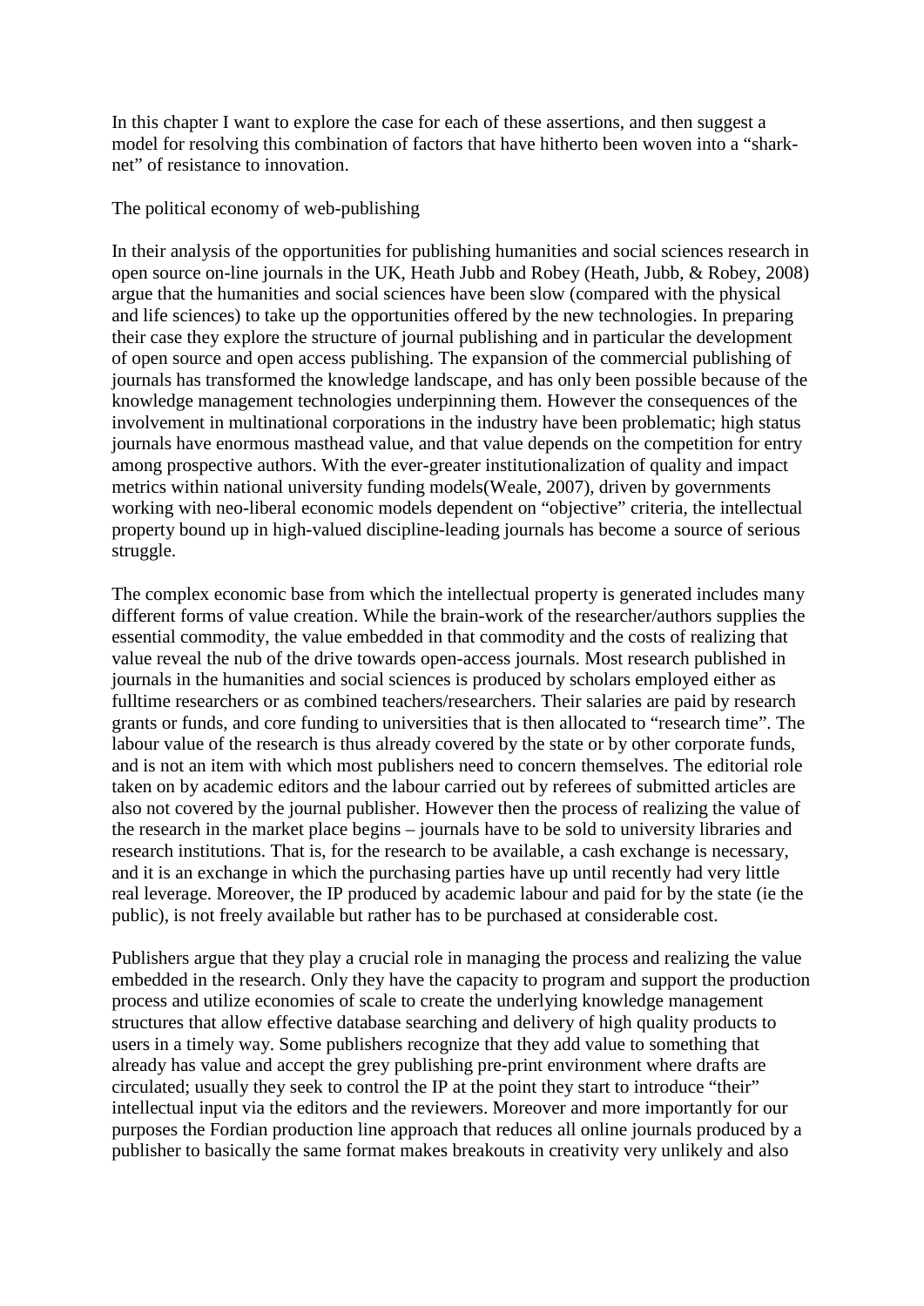In this chapter I want to explore the case for each of these assertions, and then suggest a model for resolving this combination of factors that have hitherto been woven into a "shark-net" of resistance to innovation.

## The political economy of web-publishing

In their analysis of the opportunities for publishing humanities and social sciences research in open source on-line journals in the UK, Heath Jubb and Robey (Heath, Jubb, & Robey, 2008) argue that the humanities and social sciences have been slow (compared with the physical and life sciences) to take up the opportunities offered by the new technologies. In preparing their case they explore the structure of journal publishing and in particular the development of open source and open access publishing. The expansion of the commercial publishing of journals has transformed the knowledge landscape, and has only been possible because of the knowledge management technologies underpinning them. However the consequences of the involvement in multinational corporations in the industry have been problematic; high status journals have enormous masthead value, and that value depends on the competition for entry among prospective authors. With the ever-greater institutionalization of quality and impact metrics within national university funding models(Weale, 2007), driven by governments working with neo-liberal economic models dependent on "objective" criteria, the intellectual property bound up in high-valued discipline-leading journals has become a source of serious struggle.

The complex economic base from which the intellectual property is generated includes many different forms of value creation. While the brain-work of the researcher/authors supplies the essential commodity, the value embedded in that commodity and the costs of realizing that value reveal the nub of the drive towards open-access journals. Most research published in journals in the humanities and social sciences is produced by scholars employed either as fulltime researchers or as combined teachers/researchers. Their salaries are paid by research grants or funds, and core funding to universities that is then allocated to "research time". The labour value of the research is thus already covered by the state or by other corporate funds, and is not an item with which most publishers need to concern themselves. The editorial role taken on by academic editors and the labour carried out by referees of submitted articles are also not covered by the journal publisher. However then the process of realizing the value of the research in the market place begins – journals have to be sold to university libraries and research institutions. That is, for the research to be available, a cash exchange is necessary, and it is an exchange in which the purchasing parties have up until recently had very little real leverage. Moreover, the IP produced by academic labour and paid for by the state (ie the public), is not freely available but rather has to be purchased at considerable cost.

Publishers argue that they play a crucial role in managing the process and realizing the value embedded in the research. Only they have the capacity to program and support the production process and utilize economies of scale to create the underlying knowledge management structures that allow effective database searching and delivery of high quality products to users in a timely way. Some publishers recognize that they add value to something that already has value and accept the grey publishing pre-print environment where drafts are circulated; usually they seek to control the IP at the point they start to introduce "their" intellectual input via the editors and the reviewers. Moreover and more importantly for our purposes the Fordian production line approach that reduces all online journals produced by a publisher to basically the same format makes breakouts in creativity very unlikely and also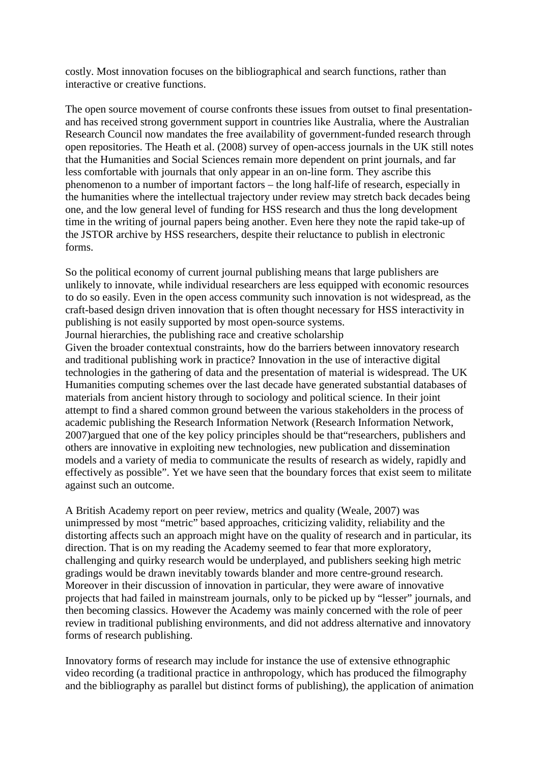costly. Most innovation focuses on the bibliographical and search functions, rather than interactive or creative functions.

The open source movement of course confronts these issues from outset to final presentation- and has received strong government support in countries like Australia, where the Australian Research Council now mandates the free availability of government-funded research through open repositories. The Heath et al. (2008) survey of open-access journals in the UK still notes that the Humanities and Social Sciences remain more dependent on print journals, and far less comfortable with journals that only appear in an on-line form. They ascribe this phenomenon to a number of important factors – the long half-life of research, especially in the humanities where the intellectual trajectory under review may stretch back decades being one, and the low general level of funding for HSS research and thus the long development time in the writing of journal papers being another. Even here they note the rapid take-up of the JSTOR archive by HSS researchers, despite their reluctance to publish in electronic forms.

So the political economy of current journal publishing means that large publishers are unlikely to innovate, while individual researchers are less equipped with economic resources to do so easily. Even in the open access community such innovation is not widespread, as the craft-based design driven innovation that is often thought necessary for HSS interactivity in publishing is not easily supported by most open-source systems.

## Journal hierarchies, the publishing race and creative scholarship

Given the broader contextual constraints, how do the barriers between innovatory research and traditional publishing work in practice? Innovation in the use of interactive digital technologies in the gathering of data and the presentation of material is widespread. The UK Humanities computing schemes over the last decade have generated substantial databases of materials from ancient history through to sociology and political science. In their joint attempt to find a shared common ground between the various stakeholders in the process of academic publishing the Research Information Network (Research Information Network, 2007)argued that one of the key policy principles should be that"researchers, publishers and others are innovative in exploiting new technologies, new publication and dissemination models and a variety of media to communicate the results of research as widely, rapidly and effectively as possible". Yet we have seen that the boundary forces that exist seem to militate against such an outcome.

A British Academy report on peer review, metrics and quality (Weale, 2007) was unimpressed by most "metric" based approaches, criticizing validity, reliability and the distorting affects such an approach might have on the quality of research and in particular, its direction. That is on my reading the Academy seemed to fear that more exploratory, challenging and quirky research would be underplayed, and publishers seeking high metric gradings would be drawn inevitably towards blander and more centre-ground research. Moreover in their discussion of innovation in particular, they were aware of innovative projects that had failed in mainstream journals, only to be picked up by "lesser" journals, and then becoming classics. However the Academy was mainly concerned with the role of peer review in traditional publishing environments, and did not address alternative and innovatory forms of research publishing.

Innovatory forms of research may include for instance the use of extensive ethnographic video recording (a traditional practice in anthropology, which has produced the filmography and the bibliography as parallel but distinct forms of publishing), the application of animation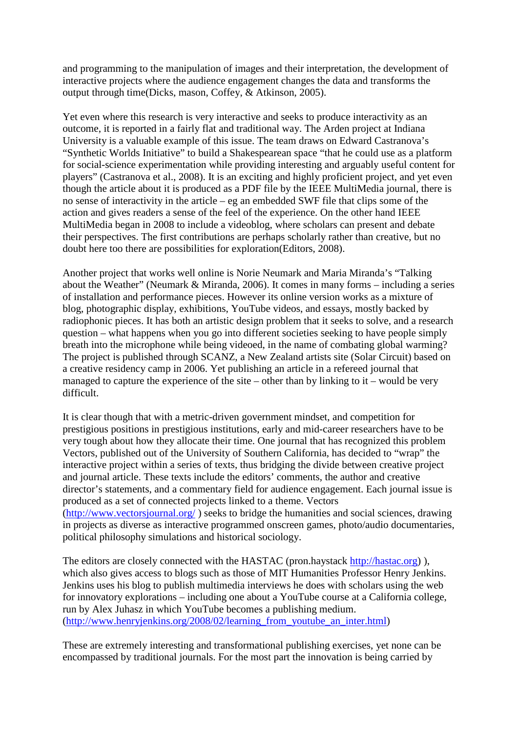and programming to the manipulation of images and their interpretation, the development of interactive projects where the audience engagement changes the data and transforms the output through time(Dicks, mason, Coffey, & Atkinson, 2005).

Yet even where this research is very interactive and seeks to produce interactivity as an outcome, it is reported in a fairly flat and traditional way. The Arden project at Indiana University is a valuable example of this issue. The team draws on Edward Castranova's "Synthetic Worlds Initiative" to build a Shakespearean space "that he could use as a platform for social-science experimentation while providing interesting and arguably useful content for players" (Castranova et al., 2008). It is an exciting and highly proficient project, and yet even though the article about it is produced as a PDF file by the IEEE MultiMedia journal, there is no sense of interactivity in the article – eg an embedded SWF file that clips some of the action and gives readers a sense of the feel of the experience. On the other hand IEEE MultiMedia began in 2008 to include a videoblog, where scholars can present and debate their perspectives. The first contributions are perhaps scholarly rather than creative, but no doubt here too there are possibilities for exploration(Editors, 2008).

Another project that works well online is Norie Neumark and Maria Miranda's "Talking about the Weather" (Neumark & Miranda, 2006). It comes in many forms – including a series of installation and performance pieces. However its online version works as a mixture of blog, photographic display, exhibitions, YouTube videos, and essays, mostly backed by radiophonic pieces. It has both an artistic design problem that it seeks to solve, and a research question – what happens when you go into different societies seeking to have people simply breath into the microphone while being videoed, in the name of combating global warming? The project is published through SCANZ, a New Zealand artists site (Solar Circuit) based on a creative residency camp in 2006. Yet publishing an article in a refereed journal that managed to capture the experience of the site – other than by linking to it – would be very difficult.

It is clear though that with a metric-driven government mindset, and competition for prestigious positions in prestigious institutions, early and mid-career researchers have to be very tough about how they allocate their time. One journal that has recognized this problem Vectors, published out of the University of Southern California, has decided to "wrap" the interactive project within a series of texts, thus bridging the divide between creative project and journal article. These texts include the editors' comments, the author and creative director's statements, and a commentary field for audience engagement. Each journal issue is produced as a set of connected projects linked to a theme. Vectors (http://www.vectorsjournal.org/ ) seeks to bridge the humanities and social sciences, drawing in projects as diverse as interactive programmed onscreen games, photo/audio documentaries, political philosophy simulations and historical sociology.

The editors are closely connected with the HASTAC (pron.haystack http://hastac.org) ), which also gives access to blogs such as those of MIT Humanities Professor Henry Jenkins. Jenkins uses his blog to publish multimedia interviews he does with scholars using the web for innovatory explorations – including one about a YouTube course at a California college, run by Alex Juhasz in which YouTube becomes a publishing medium. (http://www.henryjenkins.org/2008/02/learning_from_youtube_an_inter.html)

These are extremely interesting and transformational publishing exercises, yet none can be encompassed by traditional journals. For the most part the innovation is being carried by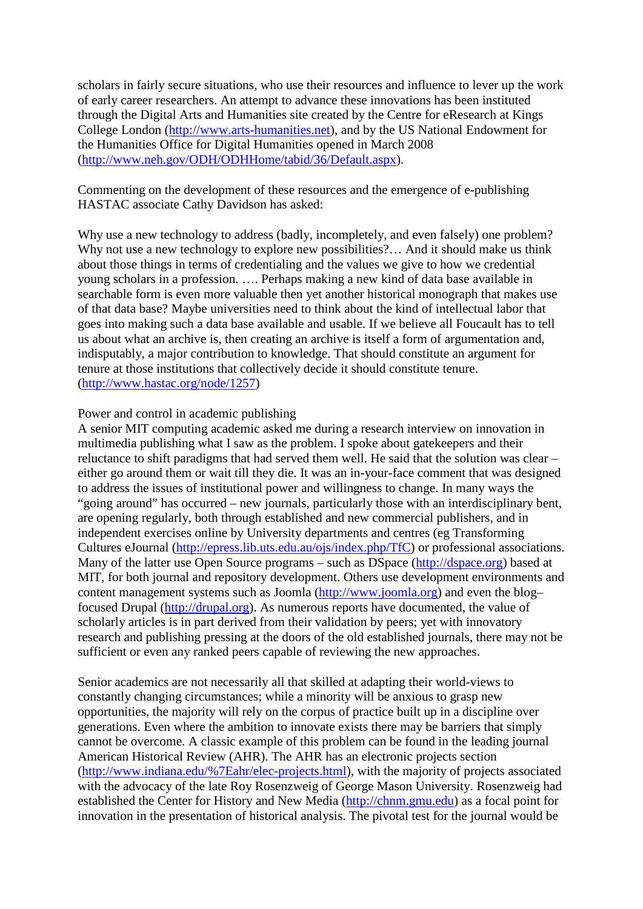scholars in fairly secure situations, who use their resources and influence to lever up the work of early career researchers. An attempt to advance these innovations has been instituted through the Digital Arts and Humanities site created by the Centre for eResearch at Kings College London (http://www.arts-humanities.net), and by the US National Endowment for the Humanities Office for Digital Humanities opened in March 2008 (http://www.neh.gov/ODH/ODHHome/tabid/36/Default.aspx).

Commenting on the development of these resources and the emergence of e-publishing HASTAC associate Cathy Davidson has asked:

Why use a new technology to address (badly, incompletely, and even falsely) one problem? Why not use a new technology to explore new possibilities?… And it should make us think about those things in terms of credentialing and the values we give to how we credential young scholars in a profession. …. Perhaps making a new kind of data base available in searchable form is even more valuable then yet another historical monograph that makes use of that data base? Maybe universities need to think about the kind of intellectual labor that goes into making such a data base available and usable. If we believe all Foucault has to tell us about what an archive is, then creating an archive is itself a form of argumentation and, indisputably, a major contribution to knowledge. That should constitute an argument for tenure at those institutions that collectively decide it should constitute tenure. (http://www.hastac.org/node/1257)

## Power and control in academic publishing

A senior MIT computing academic asked me during a research interview on innovation in multimedia publishing what I saw as the problem. I spoke about gatekeepers and their reluctance to shift paradigms that had served them well. He said that the solution was clear – either go around them or wait till they die. It was an in-your-face comment that was designed to address the issues of institutional power and willingness to change. In many ways the "going around" has occurred – new journals, particularly those with an interdisciplinary bent, are opening regularly, both through established and new commercial publishers, and in independent exercises online by University departments and centres (eg Transforming Cultures eJournal (http://epress.lib.uts.edu.au/ojs/index.php/TfC) or professional associations. Many of the latter use Open Source programs – such as DSpace (http://dspace.org) based at MIT, for both journal and repository development. Others use development environments and content management systems such as Joomla (http://www.joomla.org) and even the blog–focused Drupal (http://drupal.org). As numerous reports have documented, the value of scholarly articles is in part derived from their validation by peers; yet with innovatory research and publishing pressing at the doors of the old established journals, there may not be sufficient or even any ranked peers capable of reviewing the new approaches.

Senior academics are not necessarily all that skilled at adapting their world-views to constantly changing circumstances; while a minority will be anxious to grasp new opportunities, the majority will rely on the corpus of practice built up in a discipline over generations. Even where the ambition to innovate exists there may be barriers that simply cannot be overcome. A classic example of this problem can be found in the leading journal American Historical Review (AHR). The AHR has an electronic projects section (http://www.indiana.edu/%7Eahr/elec-projects.html), with the majority of projects associated with the advocacy of the late Roy Rosenzweig of George Mason University. Rosenzweig had established the Center for History and New Media (http://chnm.gmu.edu) as a focal point for innovation in the presentation of historical analysis. The pivotal test for the journal would be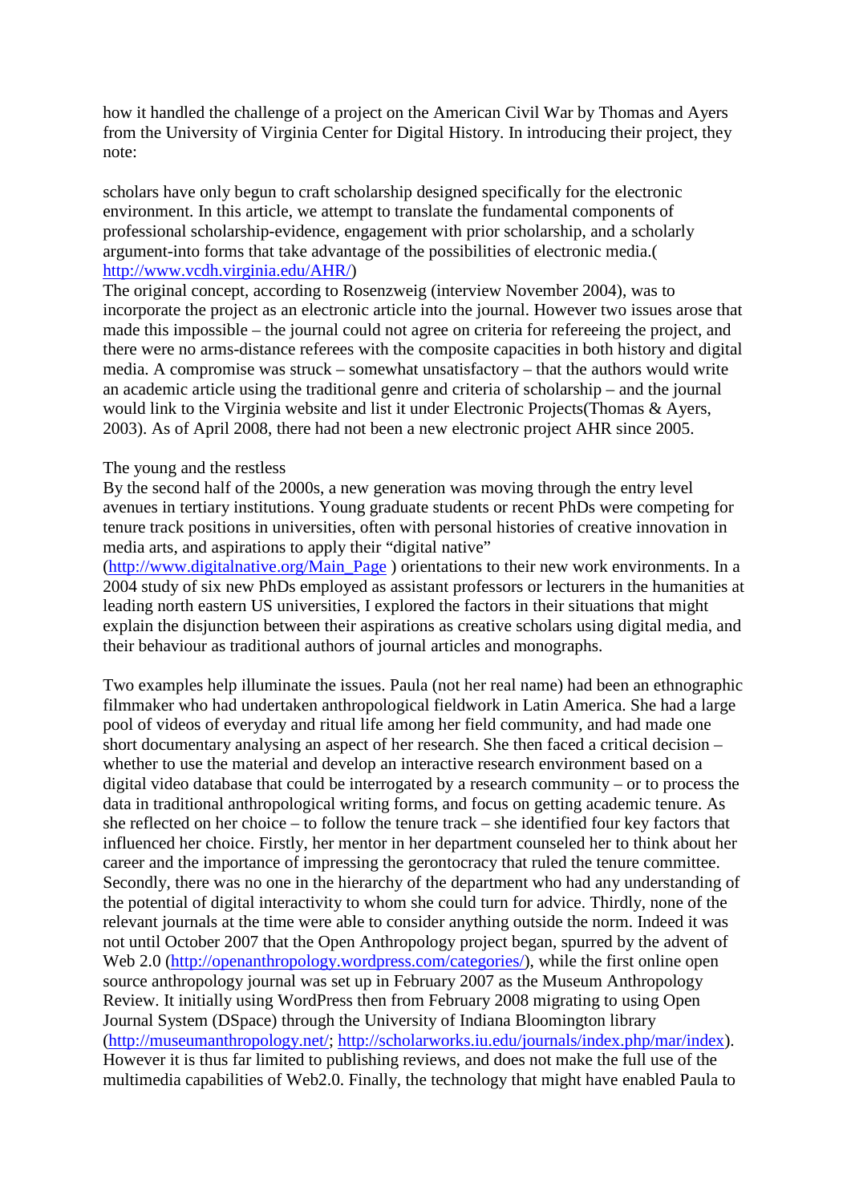how it handled the challenge of a project on the American Civil War by Thomas and Ayers from the University of Virginia Center for Digital History. In introducing their project, they note:

scholars have only begun to craft scholarship designed specifically for the electronic environment. In this article, we attempt to translate the fundamental components of professional scholarship-evidence, engagement with prior scholarship, and a scholarly argument-into forms that take advantage of the possibilities of electronic media.( http://www.vcdh.virginia.edu/AHR/)

The original concept, according to Rosenzweig (interview November 2004), was to incorporate the project as an electronic article into the journal. However two issues arose that made this impossible – the journal could not agree on criteria for refereeing the project, and there were no arms-distance referees with the composite capacities in both history and digital media. A compromise was struck – somewhat unsatisfactory – that the authors would write an academic article using the traditional genre and criteria of scholarship – and the journal would link to the Virginia website and list it under Electronic Projects(Thomas & Ayers, 2003). As of April 2008, there had not been a new electronic project AHR since 2005.

## The young and the restless

By the second half of the 2000s, a new generation was moving through the entry level avenues in tertiary institutions. Young graduate students or recent PhDs were competing for tenure track positions in universities, often with personal histories of creative innovation in media arts, and aspirations to apply their "digital native" (http://www.digitalnative.org/Main_Page ) orientations to their new work environments. In a 2004 study of six new PhDs employed as assistant professors or lecturers in the humanities at leading north eastern US universities, I explored the factors in their situations that might explain the disjunction between their aspirations as creative scholars using digital media, and their behaviour as traditional authors of journal articles and monographs.

Two examples help illuminate the issues. Paula (not her real name) had been an ethnographic filmmaker who had undertaken anthropological fieldwork in Latin America. She had a large pool of videos of everyday and ritual life among her field community, and had made one short documentary analysing an aspect of her research. She then faced a critical decision – whether to use the material and develop an interactive research environment based on a digital video database that could be interrogated by a research community – or to process the data in traditional anthropological writing forms, and focus on getting academic tenure. As she reflected on her choice – to follow the tenure track – she identified four key factors that influenced her choice. Firstly, her mentor in her department counseled her to think about her career and the importance of impressing the gerontocracy that ruled the tenure committee. Secondly, there was no one in the hierarchy of the department who had any understanding of the potential of digital interactivity to whom she could turn for advice. Thirdly, none of the relevant journals at the time were able to consider anything outside the norm. Indeed it was not until October 2007 that the Open Anthropology project began, spurred by the advent of Web 2.0 (http://openanthropology.wordpress.com/categories/), while the first online open source anthropology journal was set up in February 2007 as the Museum Anthropology Review. It initially using WordPress then from February 2008 migrating to using Open Journal System (DSpace) through the University of Indiana Bloomington library (http://museumanthropology.net/; http://scholarworks.iu.edu/journals/index.php/mar/index). However it is thus far limited to publishing reviews, and does not make the full use of the multimedia capabilities of Web2.0. Finally, the technology that might have enabled Paula to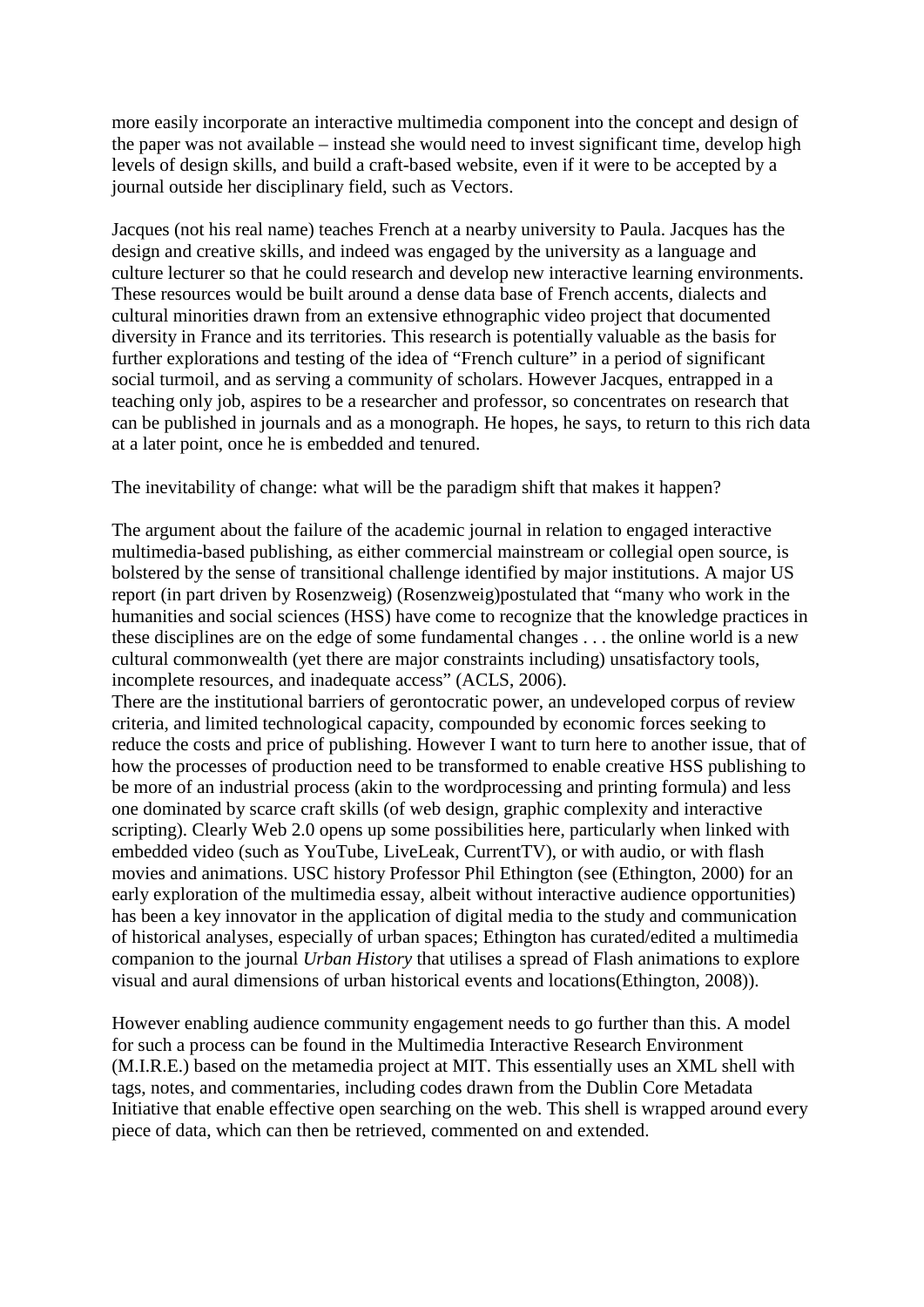more easily incorporate an interactive multimedia component into the concept and design of the paper was not available – instead she would need to invest significant time, develop high levels of design skills, and build a craft-based website, even if it were to be accepted by a journal outside her disciplinary field, such as Vectors.

Jacques (not his real name) teaches French at a nearby university to Paula. Jacques has the design and creative skills, and indeed was engaged by the university as a language and culture lecturer so that he could research and develop new interactive learning environments. These resources would be built around a dense data base of French accents, dialects and cultural minorities drawn from an extensive ethnographic video project that documented diversity in France and its territories. This research is potentially valuable as the basis for further explorations and testing of the idea of "French culture" in a period of significant social turmoil, and as serving a community of scholars. However Jacques, entrapped in a teaching only job, aspires to be a researcher and professor, so concentrates on research that can be published in journals and as a monograph. He hopes, he says, to return to this rich data at a later point, once he is embedded and tenured.

The inevitability of change: what will be the paradigm shift that makes it happen?

The argument about the failure of the academic journal in relation to engaged interactive multimedia-based publishing, as either commercial mainstream or collegial open source, is bolstered by the sense of transitional challenge identified by major institutions. A major US report (in part driven by Rosenzweig) (Rosenzweig)postulated that "many who work in the humanities and social sciences (HSS) have come to recognize that the knowledge practices in these disciplines are on the edge of some fundamental changes . . . the online world is a new cultural commonwealth (yet there are major constraints including) unsatisfactory tools, incomplete resources, and inadequate access" (ACLS, 2006).
There are the institutional barriers of gerontocratic power, an undeveloped corpus of review criteria, and limited technological capacity, compounded by economic forces seeking to reduce the costs and price of publishing. However I want to turn here to another issue, that of how the processes of production need to be transformed to enable creative HSS publishing to be more of an industrial process (akin to the wordprocessing and printing formula) and less one dominated by scarce craft skills (of web design, graphic complexity and interactive scripting). Clearly Web 2.0 opens up some possibilities here, particularly when linked with embedded video (such as YouTube, LiveLeak, CurrentTV), or with audio, or with flash movies and animations. USC history Professor Phil Ethington (see (Ethington, 2000) for an early exploration of the multimedia essay, albeit without interactive audience opportunities) has been a key innovator in the application of digital media to the study and communication of historical analyses, especially of urban spaces; Ethington has curated/edited a multimedia companion to the journal *Urban History* that utilises a spread of Flash animations to explore visual and aural dimensions of urban historical events and locations(Ethington, 2008)).

However enabling audience community engagement needs to go further than this. A model for such a process can be found in the Multimedia Interactive Research Environment (M.I.R.E.) based on the metamedia project at MIT. This essentially uses an XML shell with tags, notes, and commentaries, including codes drawn from the Dublin Core Metadata Initiative that enable effective open searching on the web. This shell is wrapped around every piece of data, which can then be retrieved, commented on and extended.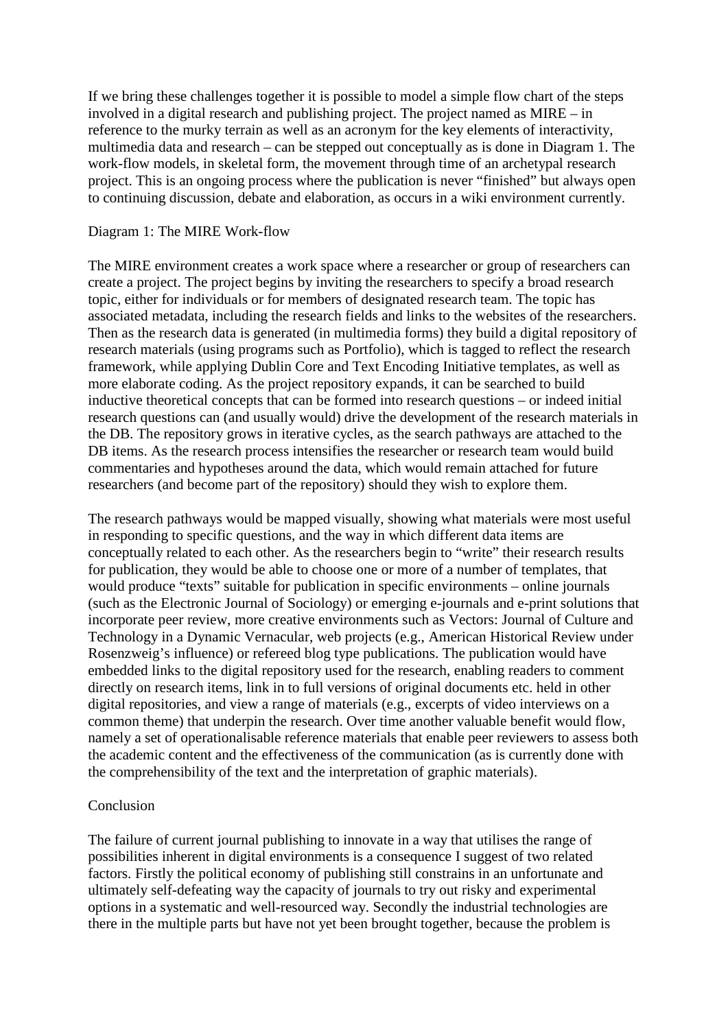If we bring these challenges together it is possible to model a simple flow chart of the steps involved in a digital research and publishing project. The project named as MIRE – in reference to the murky terrain as well as an acronym for the key elements of interactivity, multimedia data and research – can be stepped out conceptually as is done in Diagram 1. The work-flow models, in skeletal form, the movement through time of an archetypal research project. This is an ongoing process where the publication is never "finished" but always open to continuing discussion, debate and elaboration, as occurs in a wiki environment currently.

Diagram 1: The MIRE Work-flow

The MIRE environment creates a work space where a researcher or group of researchers can create a project. The project begins by inviting the researchers to specify a broad research topic, either for individuals or for members of designated research team. The topic has associated metadata, including the research fields and links to the websites of the researchers. Then as the research data is generated (in multimedia forms) they build a digital repository of research materials (using programs such as Portfolio), which is tagged to reflect the research framework, while applying Dublin Core and Text Encoding Initiative templates, as well as more elaborate coding. As the project repository expands, it can be searched to build inductive theoretical concepts that can be formed into research questions – or indeed initial research questions can (and usually would) drive the development of the research materials in the DB. The repository grows in iterative cycles, as the search pathways are attached to the DB items. As the research process intensifies the researcher or research team would build commentaries and hypotheses around the data, which would remain attached for future researchers (and become part of the repository) should they wish to explore them.

The research pathways would be mapped visually, showing what materials were most useful in responding to specific questions, and the way in which different data items are conceptually related to each other. As the researchers begin to "write" their research results for publication, they would be able to choose one or more of a number of templates, that would produce "texts" suitable for publication in specific environments – online journals (such as the Electronic Journal of Sociology) or emerging e-journals and e-print solutions that incorporate peer review, more creative environments such as Vectors: Journal of Culture and Technology in a Dynamic Vernacular, web projects (e.g., American Historical Review under Rosenzweig's influence) or refereed blog type publications. The publication would have embedded links to the digital repository used for the research, enabling readers to comment directly on research items, link in to full versions of original documents etc. held in other digital repositories, and view a range of materials (e.g., excerpts of video interviews on a common theme) that underpin the research. Over time another valuable benefit would flow, namely a set of operationalisable reference materials that enable peer reviewers to assess both the academic content and the effectiveness of the communication (as is currently done with the comprehensibility of the text and the interpretation of graphic materials).

## Conclusion

The failure of current journal publishing to innovate in a way that utilises the range of possibilities inherent in digital environments is a consequence I suggest of two related factors. Firstly the political economy of publishing still constrains in an unfortunate and ultimately self-defeating way the capacity of journals to try out risky and experimental options in a systematic and well-resourced way. Secondly the industrial technologies are there in the multiple parts but have not yet been brought together, because the problem is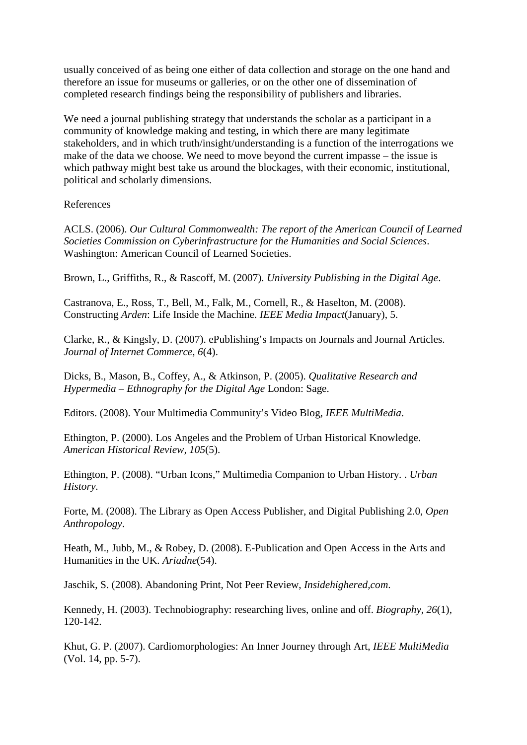usually conceived of as being one either of data collection and storage on the one hand and therefore an issue for museums or galleries, or on the other one of dissemination of completed research findings being the responsibility of publishers and libraries.

We need a journal publishing strategy that understands the scholar as a participant in a community of knowledge making and testing, in which there are many legitimate stakeholders, and in which truth/insight/understanding is a function of the interrogations we make of the data we choose. We need to move beyond the current impasse – the issue is which pathway might best take us around the blockages, with their economic, institutional, political and scholarly dimensions.

References

ACLS. (2006). *Our Cultural Commonwealth: The report of the American Council of Learned Societies Commission on Cyberinfrastructure for the Humanities and Social Sciences*. Washington: American Council of Learned Societies.

Brown, L., Griffiths, R., & Rascoff, M. (2007). *University Publishing in the Digital Age*.

Castranova, E., Ross, T., Bell, M., Falk, M., Cornell, R., & Haselton, M. (2008). Constructing *Arden*: Life Inside the Machine. *IEEE Media Impact*(January), 5.

Clarke, R., & Kingsly, D. (2007). ePublishing's Impacts on Journals and Journal Articles. *Journal of Internet Commerce, 6*(4).

Dicks, B., Mason, B., Coffey, A., & Atkinson, P. (2005). *Qualitative Research and Hypermedia – Ethnography for the Digital Age* London: Sage.

Editors. (2008). Your Multimedia Community's Video Blog, *IEEE MultiMedia*.

Ethington, P. (2000). Los Angeles and the Problem of Urban Historical Knowledge. *American Historical Review, 105*(5).

Ethington, P. (2008). "Urban Icons," Multimedia Companion to Urban History. . *Urban History*.

Forte, M. (2008). The Library as Open Access Publisher, and Digital Publishing 2.0, *Open Anthropology*.

Heath, M., Jubb, M., & Robey, D. (2008). E-Publication and Open Access in the Arts and Humanities in the UK. *Ariadne*(54).

Jaschik, S. (2008). Abandoning Print, Not Peer Review, *Insidehighered,com*.

Kennedy, H. (2003). Technobiography: researching lives, online and off. *Biography, 26*(1), 120-142.

Khut, G. P. (2007). Cardiomorphologies: An Inner Journey through Art, *IEEE MultiMedia* (Vol. 14, pp. 5-7).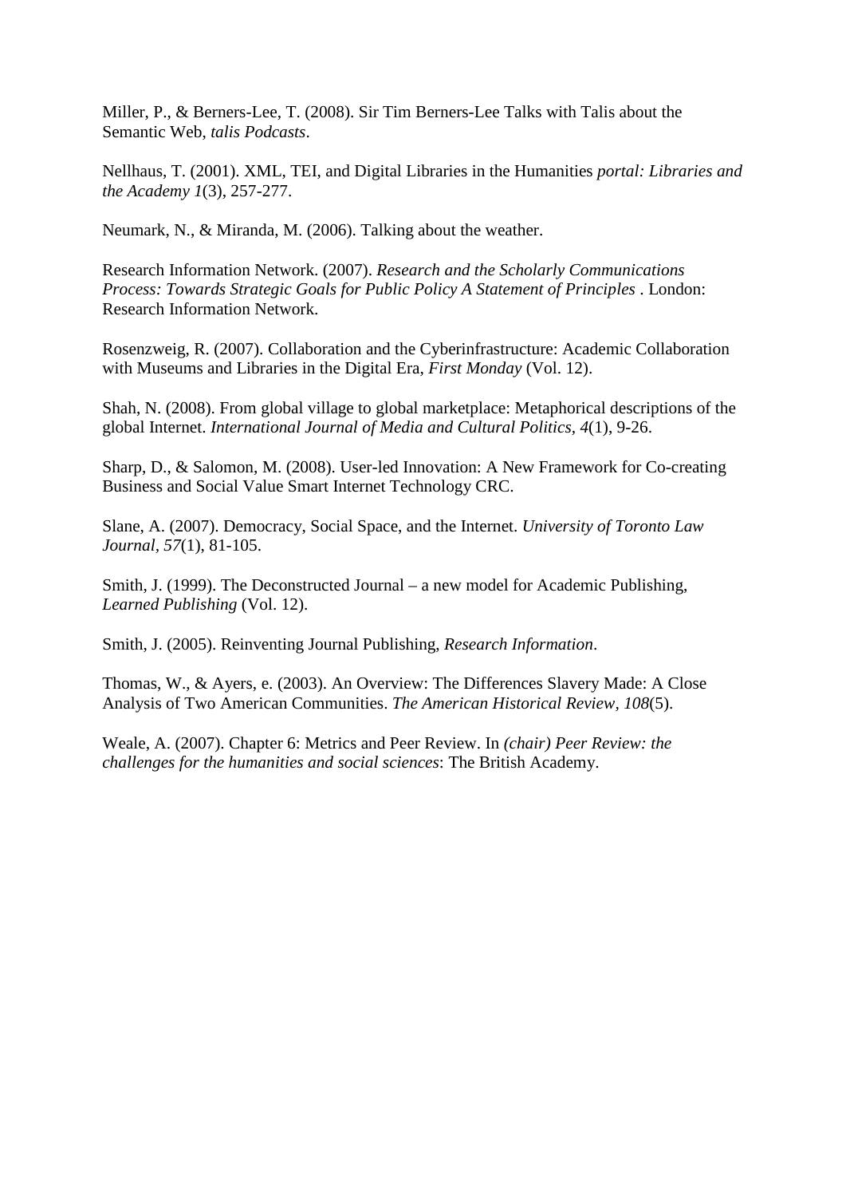Miller, P., & Berners-Lee, T. (2008). Sir Tim Berners-Lee Talks with Talis about the Semantic Web, *talis Podcasts*.

Nellhaus, T. (2001). XML, TEI, and Digital Libraries in the Humanities *portal: Libraries and the Academy 1*(3), 257-277.

Neumark, N., & Miranda, M. (2006). Talking about the weather.

Research Information Network. (2007). *Research and the Scholarly Communications Process: Towards Strategic Goals for Public Policy A Statement of Principles* . London: Research Information Network.

Rosenzweig, R. (2007). Collaboration and the Cyberinfrastructure: Academic Collaboration with Museums and Libraries in the Digital Era, *First Monday* (Vol. 12).

Shah, N. (2008). From global village to global marketplace: Metaphorical descriptions of the global Internet. *International Journal of Media and Cultural Politics, 4*(1), 9-26.

Sharp, D., & Salomon, M. (2008). User-led Innovation: A New Framework for Co-creating Business and Social Value Smart Internet Technology CRC.

Slane, A. (2007). Democracy, Social Space, and the Internet. *University of Toronto Law Journal, 57*(1), 81-105.

Smith, J. (1999). The Deconstructed Journal – a new model for Academic Publishing, *Learned Publishing* (Vol. 12).

Smith, J. (2005). Reinventing Journal Publishing, *Research Information*.

Thomas, W., & Ayers, e. (2003). An Overview: The Differences Slavery Made: A Close Analysis of Two American Communities. *The American Historical Review, 108*(5).

Weale, A. (2007). Chapter 6: Metrics and Peer Review. In *(chair) Peer Review: the challenges for the humanities and social sciences*: The British Academy.